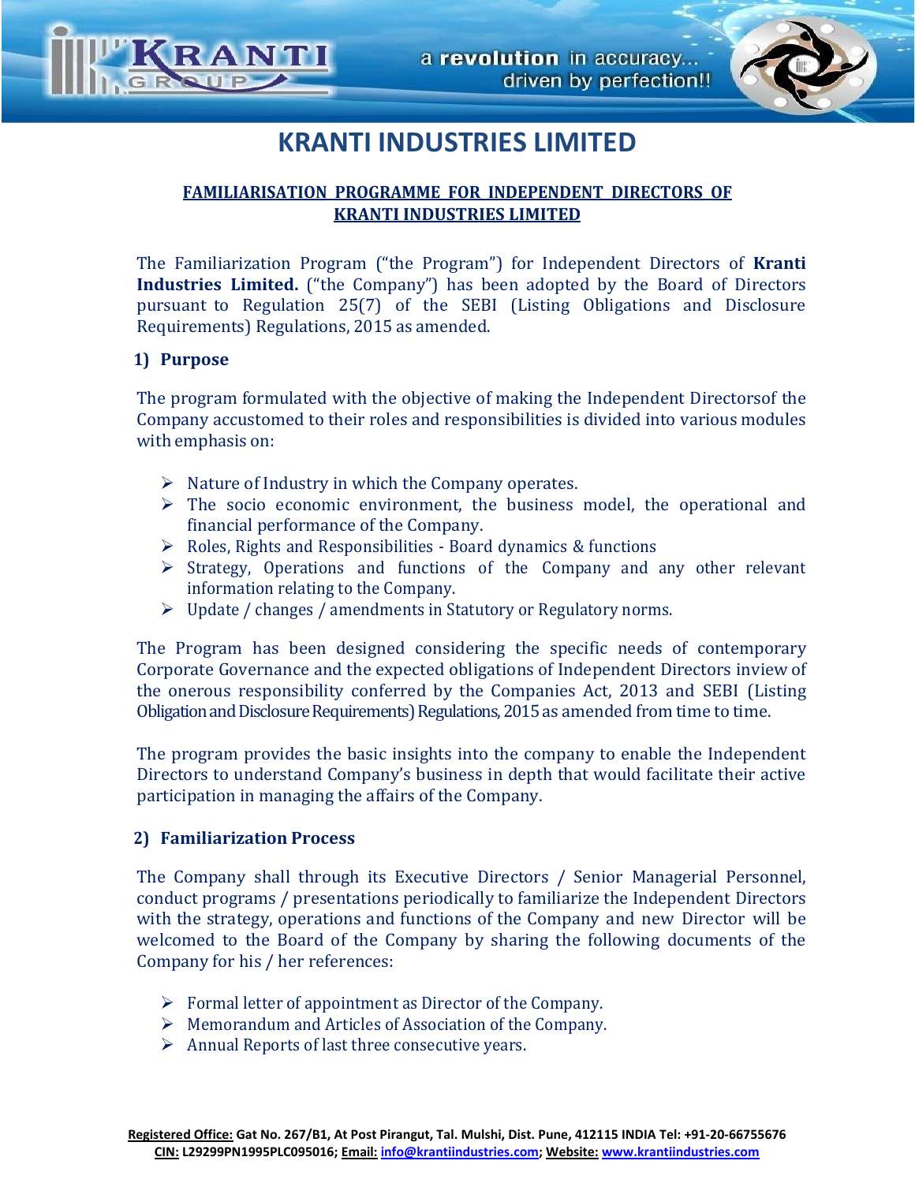# KRANTI INDUSTRIES LIMITED

## FAMILIARISATION PROGRAMME FOR INDEPENDENT DIRECTORS OF KRANTI INDUSTRIES LIMITED

The Familiarization Program ("the Program") for Independent Directors of **Kranti Industries Limited.** ("the Company") has been adopted by the Board of Directors pursuant to Regulation 25(7) of the SEBI (Listing Obligations and Disclosure Requirements) Regulations, 2015 as amended.

### 1) Purpose

The program formulated with the objective of making the Independent Directorsof the Company accustomed to their roles and responsibilities is divided into various modules with emphasis on:

- Nature of Industry in which the Company operates.
- The socio economic environment, the business model, the operational and financial performance of the Company.
- Roles, Rights and Responsibilities - Board dynamics & functions
- Strategy, Operations and functions of the Company and any other relevant information relating to the Company.
- Update / changes / amendments in Statutory or Regulatory norms.

The Program has been designed considering the specific needs of contemporary Corporate Governance and the expected obligations of Independent Directors inview of the onerous responsibility conferred by the Companies Act, 2013 and SEBI (Listing Obligation and Disclosure Requirements) Regulations, 2015 as amended from time to time.

The program provides the basic insights into the company to enable the Independent Directors to understand Company's business in depth that would facilitate their active participation in managing the affairs of the Company.

### 2) Familiarization Process

The Company shall through its Executive Directors / Senior Managerial Personnel, conduct programs / presentations periodically to familiarize the Independent Directors with the strategy, operations and functions of the Company and new Director will be welcomed to the Board of the Company by sharing the following documents of the Company for his / her references:

- Formal letter of appointment as Director of the Company.
- Memorandum and Articles of Association of the Company.
- Annual Reports of last three consecutive years.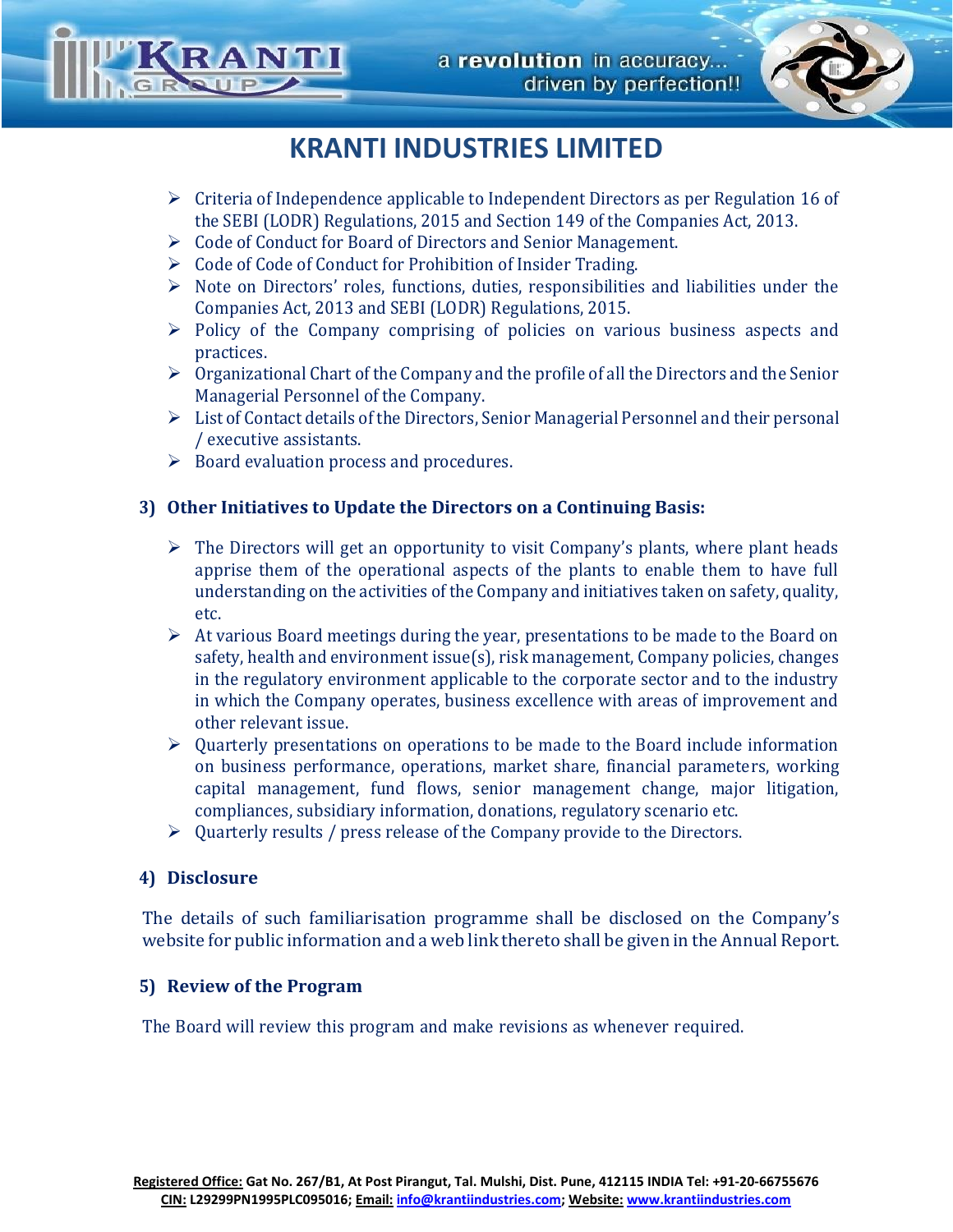# KRANTI INDUSTRIES LIMITED

- Criteria of Independence applicable to Independent Directors as per Regulation 16 of the SEBI (LODR) Regulations, 2015 and Section 149 of the Companies Act, 2013.
- Code of Conduct for Board of Directors and Senior Management.
- Code of Code of Conduct for Prohibition of Insider Trading.
- Note on Directors' roles, functions, duties, responsibilities and liabilities under the Companies Act, 2013 and SEBI (LODR) Regulations, 2015.
- Policy of the Company comprising of policies on various business aspects and practices.
- Organizational Chart of the Company and the profile of all the Directors and the Senior Managerial Personnel of the Company.
- List of Contact details of the Directors, Senior Managerial Personnel and their personal / executive assistants.
- Board evaluation process and procedures.

## 3) Other Initiatives to Update the Directors on a Continuing Basis:

- The Directors will get an opportunity to visit Company's plants, where plant heads apprise them of the operational aspects of the plants to enable them to have full understanding on the activities of the Company and initiatives taken on safety, quality, etc.
- At various Board meetings during the year, presentations to be made to the Board on safety, health and environment issue(s), risk management, Company policies, changes in the regulatory environment applicable to the corporate sector and to the industry in which the Company operates, business excellence with areas of improvement and other relevant issue.
- Quarterly presentations on operations to be made to the Board include information on business performance, operations, market share, financial parameters, working capital management, fund flows, senior management change, major litigation, compliances, subsidiary information, donations, regulatory scenario etc.
- Quarterly results / press release of the Company provide to the Directors.

## 4) Disclosure

The details of such familiarisation programme shall be disclosed on the Company's website for public information and a web link thereto shall be given in the Annual Report.

## 5) Review of the Program

The Board will review this program and make revisions as whenever required.